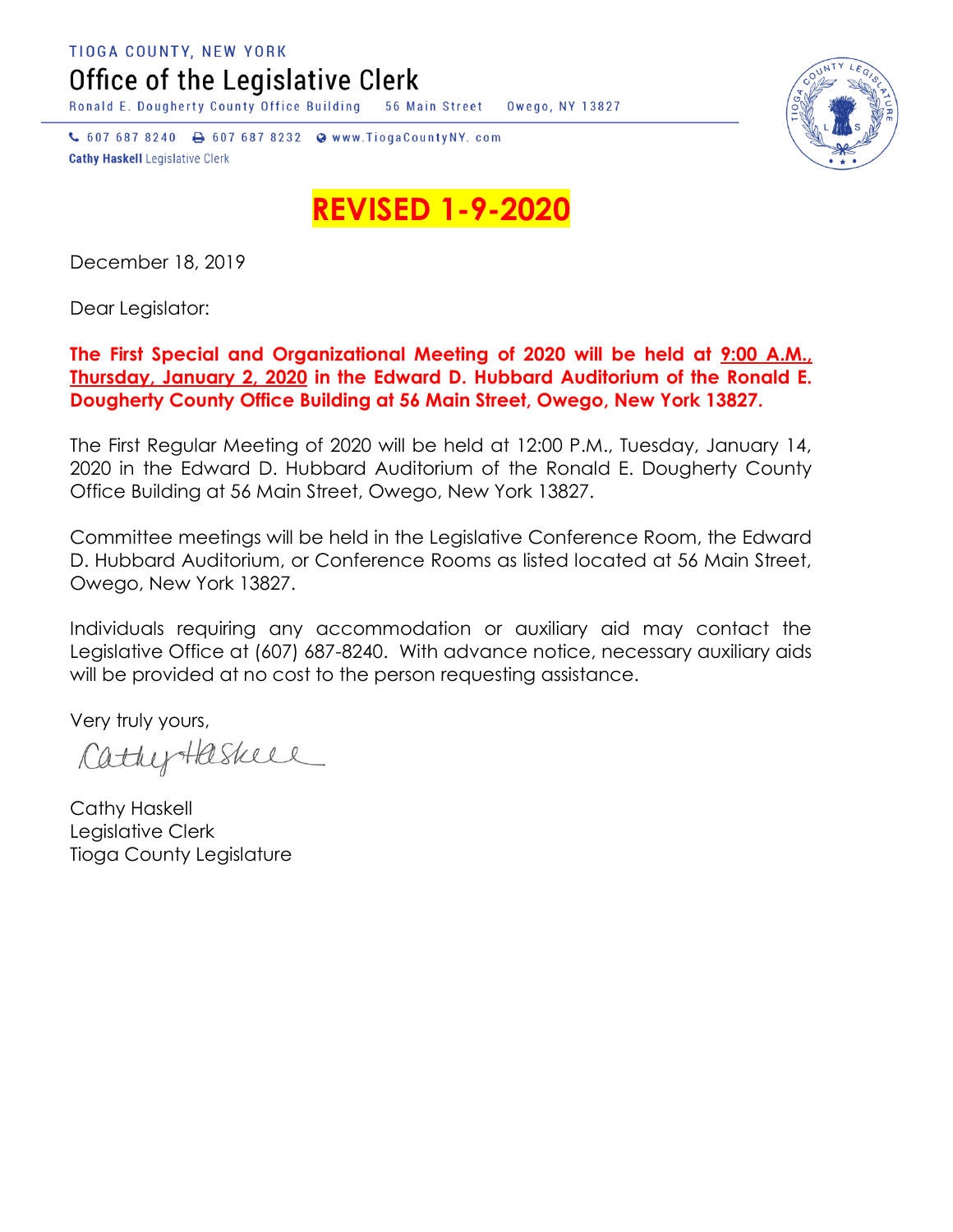TIOGA COUNTY, NEW YORK

# Office of the Legislative Clerk

Ronald E. Dougherty County Office Building 56 Main Street Owego, NY 13827

607 687 8240 607 687 8232 www.TiogaCountyNY. com

**Cathy Haskell** Legislative Clerk

# REVISED 1-9-2020

December 18, 2019

Dear Legislator:

**The First Special and Organizational Meeting of 2020 will be held at 9:00 A.M., Thursday, January 2, 2020 in the Edward D. Hubbard Auditorium of the Ronald E. Dougherty County Office Building at 56 Main Street, Owego, New York 13827.**

The First Regular Meeting of 2020 will be held at 12:00 P.M., Tuesday, January 14, 2020 in the Edward D. Hubbard Auditorium of the Ronald E. Dougherty County Office Building at 56 Main Street, Owego, New York 13827.

Committee meetings will be held in the Legislative Conference Room, the Edward D. Hubbard Auditorium, or Conference Rooms as listed located at 56 Main Street, Owego, New York 13827.

Individuals requiring any accommodation or auxiliary aid may contact the Legislative Office at (607) 687-8240. With advance notice, necessary auxiliary aids will be provided at no cost to the person requesting assistance.

Very truly yours,

Cathy Haskell

Cathy Haskell
Legislative Clerk
Tioga County Legislature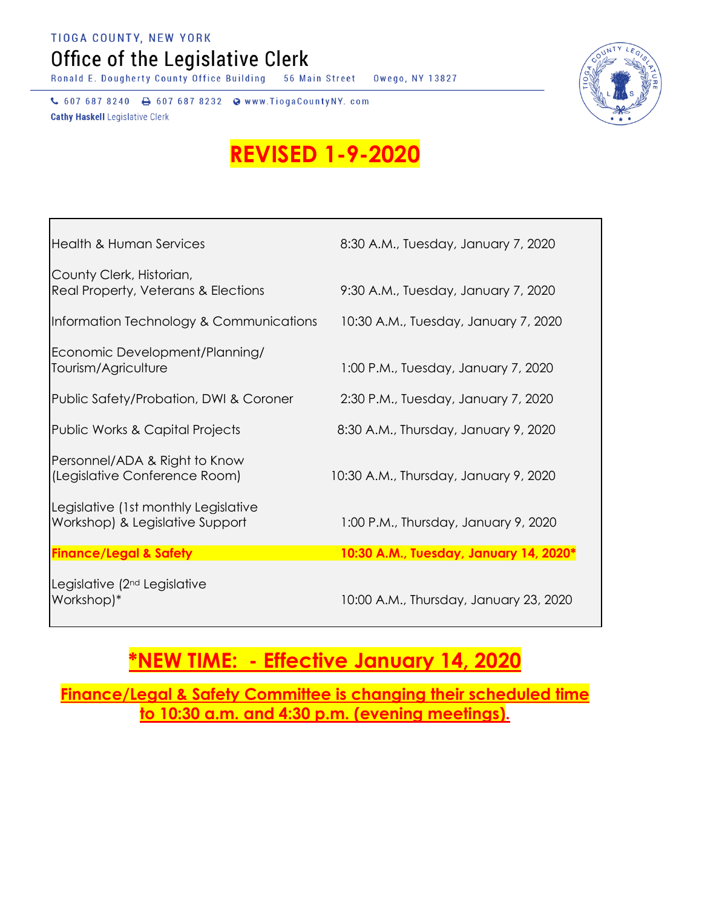TIOGA COUNTY, NEW YORK

# Office of the Legislative Clerk

Ronald E. Dougherty County Office Building 56 Main Street Owego, NY 13827

607 687 8240 607 687 8232 www.TiogaCountyNY.com

**Cathy Haskell** Legislative Clerk

## REVISED 1-9-2020

| | |
|---|---|
| Health & Human Services | 8:30 A.M., Tuesday, January 7, 2020 |
| County Clerk, Historian, Real Property, Veterans & Elections | 9:30 A.M., Tuesday, January 7, 2020 |
| Information Technology & Communications | 10:30 A.M., Tuesday, January 7, 2020 |
| Economic Development/Planning/ Tourism/Agriculture | 1:00 P.M., Tuesday, January 7, 2020 |
| Public Safety/Probation, DWI & Coroner | 2:30 P.M., Tuesday, January 7, 2020 |
| Public Works & Capital Projects | 8:30 A.M., Thursday, January 9, 2020 |
| Personnel/ADA & Right to Know (Legislative Conference Room) | 10:30 A.M., Thursday, January 9, 2020 |
| Legislative (1st monthly Legislative Workshop) & Legislative Support | 1:00 P.M., Thursday, January 9, 2020 |
| **Finance/Legal & Safety** | **10:30 A.M., Tuesday, January 14, 2020*** |
| Legislative (2nd Legislative Workshop)* | 10:00 A.M., Thursday, January 23, 2020 |

## *NEW TIME: - Effective January 14, 2020

**Finance/Legal & Safety Committee is changing their scheduled time to 10:30 a.m. and 4:30 p.m. (evening meetings).**